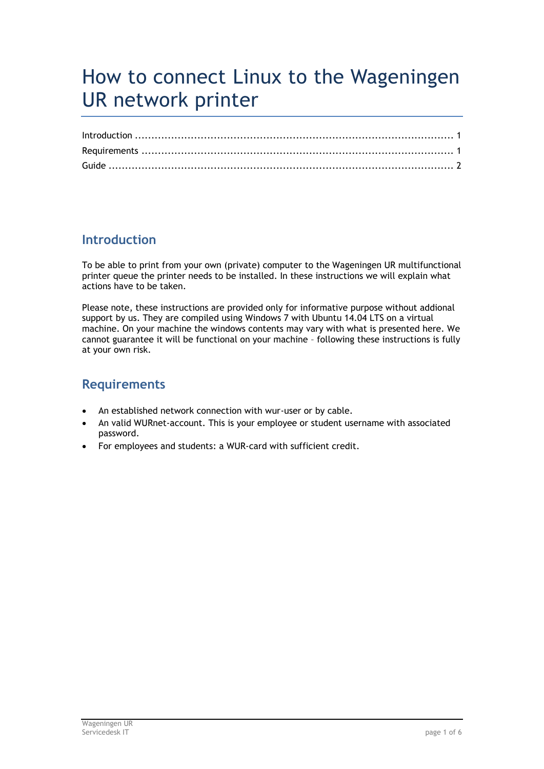# How to connect Linux to the Wageningen UR network printer

Introduction ..................................................................................................... 1
Requirements .................................................................................................. 1
Guide ............................................................................................................. 2

## Introduction

To be able to print from your own (private) computer to the Wageningen UR multifunctional printer queue the printer needs to be installed. In these instructions we will explain what actions have to be taken.

Please note, these instructions are provided only for informative purpose without addional support by us. They are compiled using Windows 7 with Ubuntu 14.04 LTS on a virtual machine. On your machine the windows contents may vary with what is presented here. We cannot guarantee it will be functional on your machine – following these instructions is fully at your own risk.

## Requirements

- An established network connection with wur-user or by cable.
- An valid WURnet-account. This is your employee or student username with associated password.
- For employees and students: a WUR-card with sufficient credit.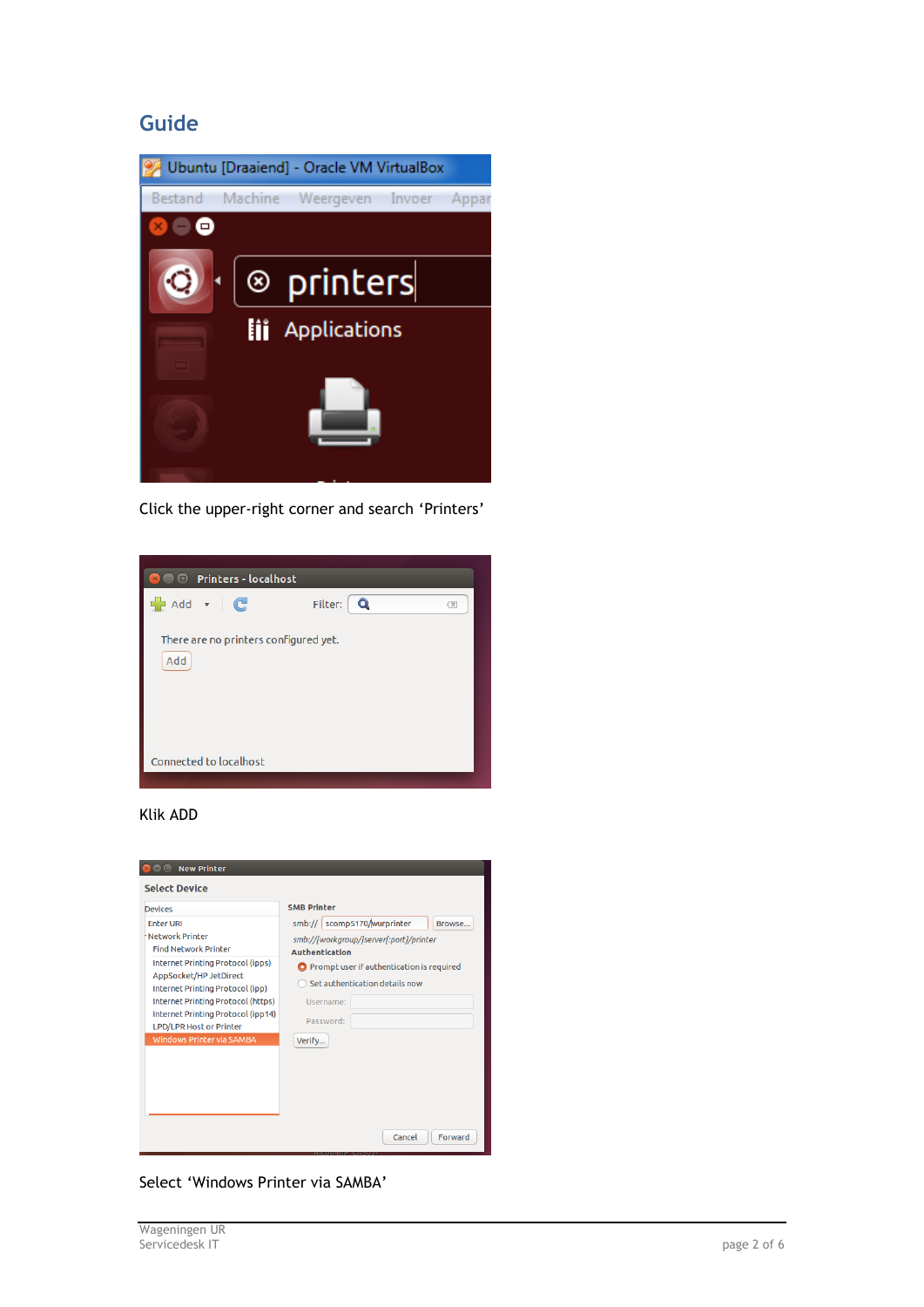# Guide

Click the upper-right corner and search ‘Printers’

Klik ADD

Select ‘Windows Printer via SAMBA’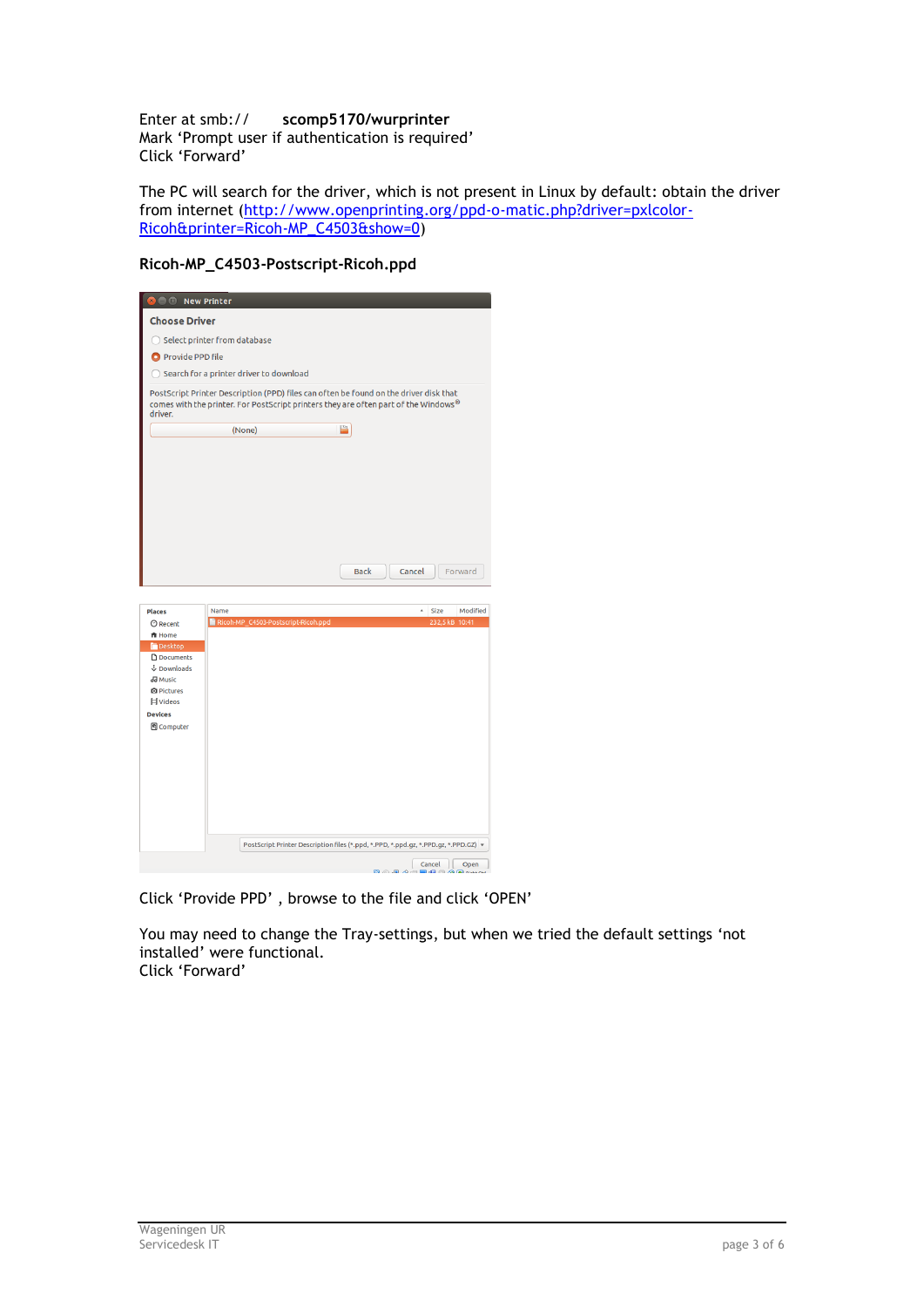Enter at smb://        **scomp5170/wurprinter**
Mark 'Prompt user if authentication is required'
Click 'Forward'

The PC will search for the driver, which is not present in Linux by default: obtain the driver from internet ([http://www.openprinting.org/ppd-o-matic.php?driver=pxlcolor-Ricoh&printer=Ricoh-MP_C4503&show=0](http://www.openprinting.org/ppd-o-matic.php?driver=pxlcolor-Ricoh&printer=Ricoh-MP_C4503&show=0))

**Ricoh-MP_C4503-Postscript-Ricoh.ppd**

Click 'Provide PPD' , browse to the file and click 'OPEN'

You may need to change the Tray-settings, but when we tried the default settings 'not installed' were functional.
Click 'Forward'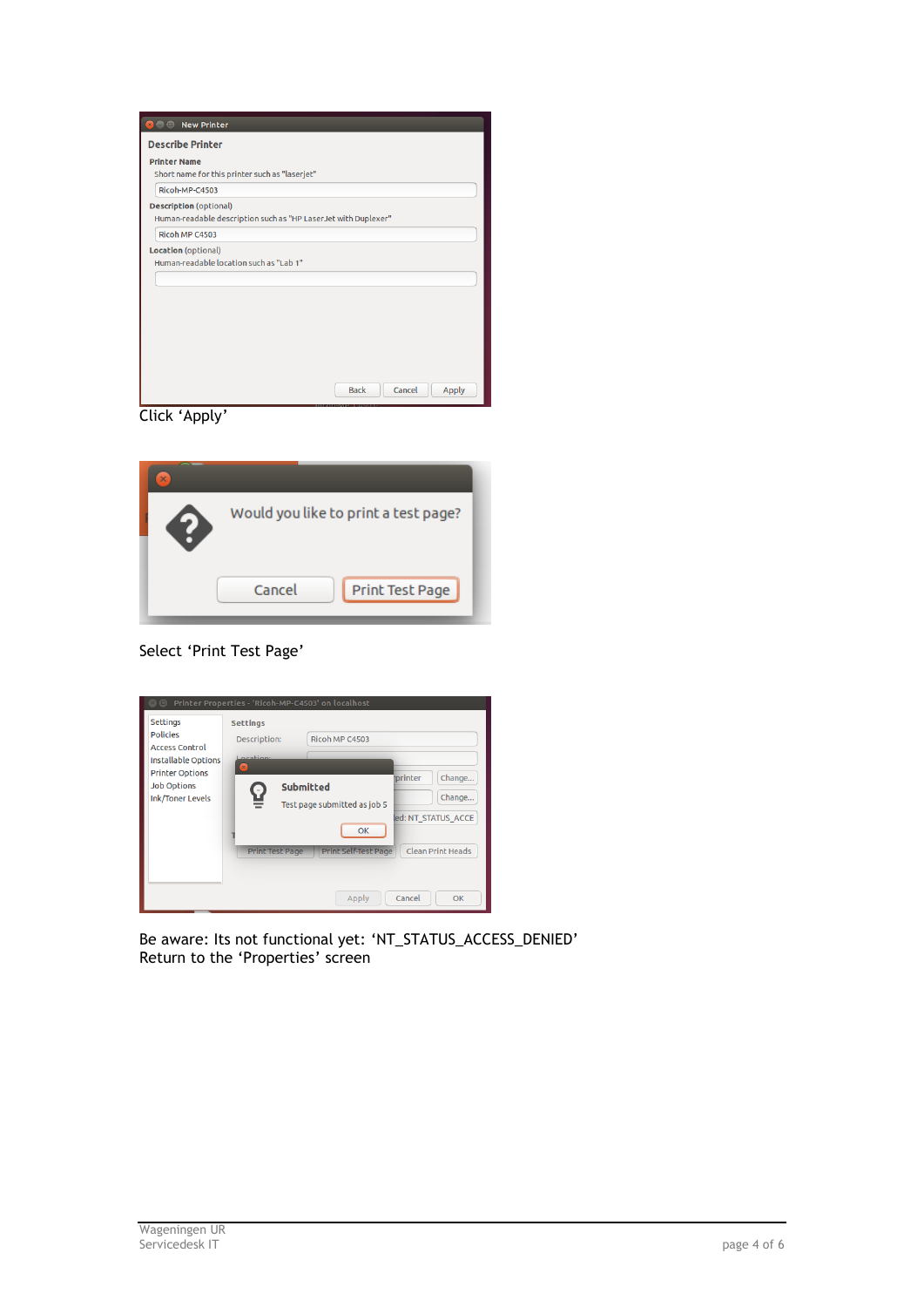Click ‘Apply’

Select ‘Print Test Page’

Be aware: Its not functional yet: ‘NT_STATUS_ACCESS_DENIED’
Return to the ‘Properties’ screen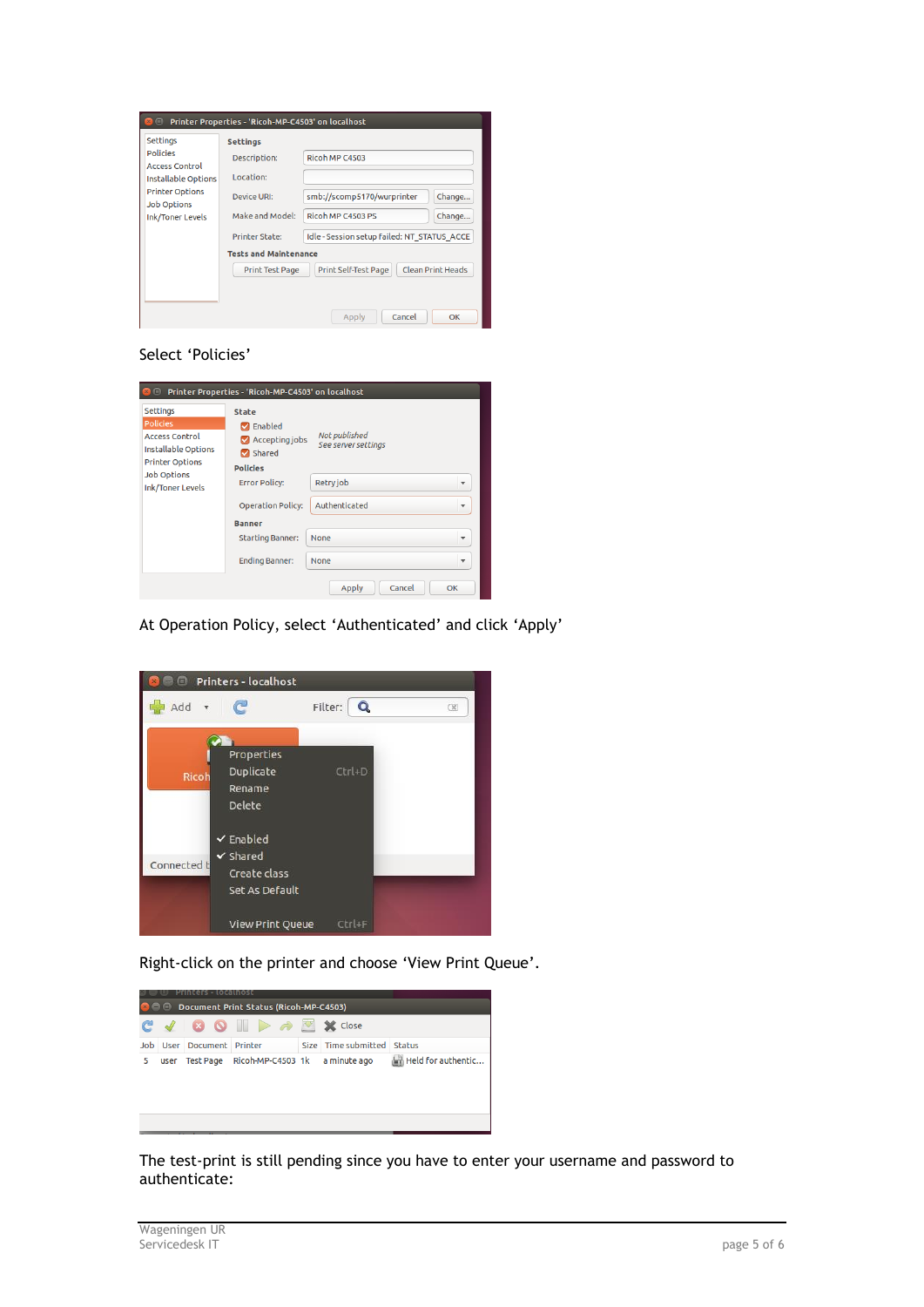Select ‘Policies’

At Operation Policy, select ‘Authenticated’ and click ‘Apply’

Right-click on the printer and choose ‘View Print Queue’.

The test-print is still pending since you have to enter your username and password to authenticate: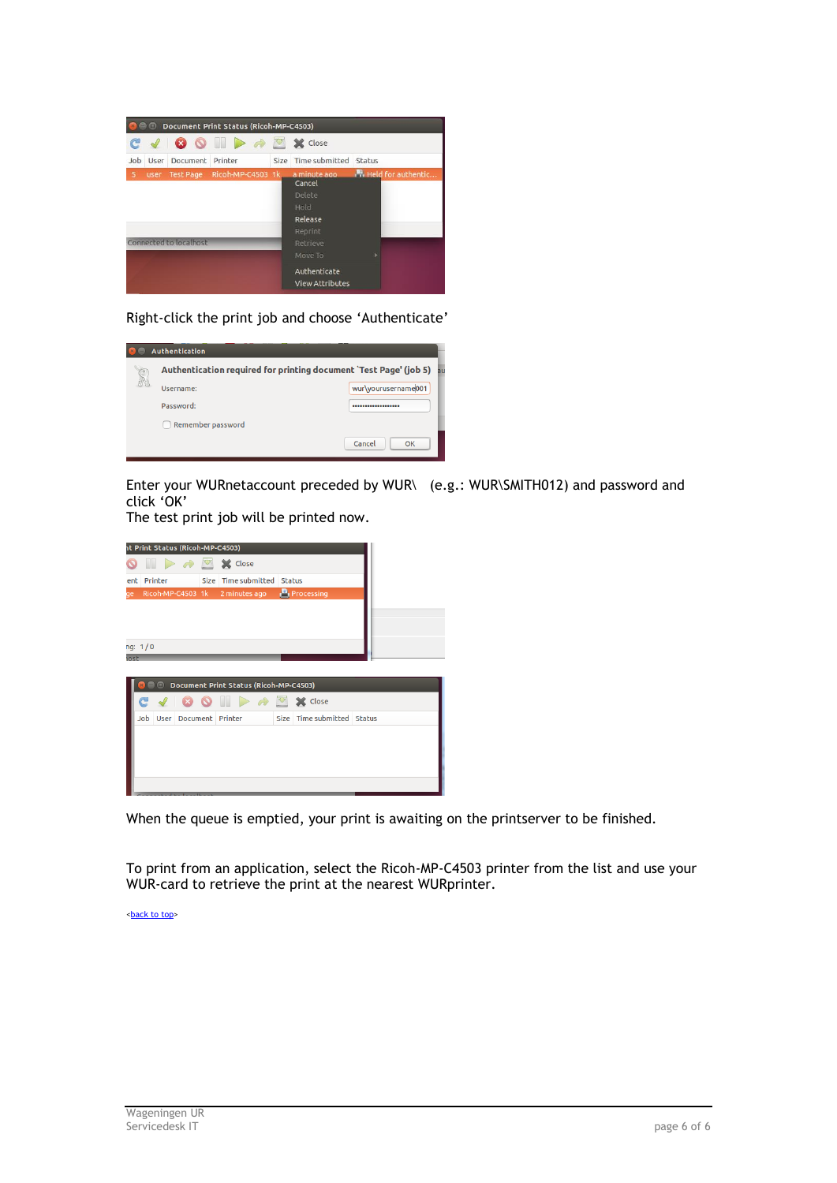Right-click the print job and choose ‘Authenticate’

Enter your WURnetaccount preceded by WUR\ (e.g.: WUR\SMITH012) and password and click ‘OK’
The test print job will be printed now.

When the queue is emptied, your print is awaiting on the printserver to be finished.

To print from an application, select the Ricoh-MP-C4503 printer from the list and use your WUR-card to retrieve the print at the nearest WURprinter.

<back to top>